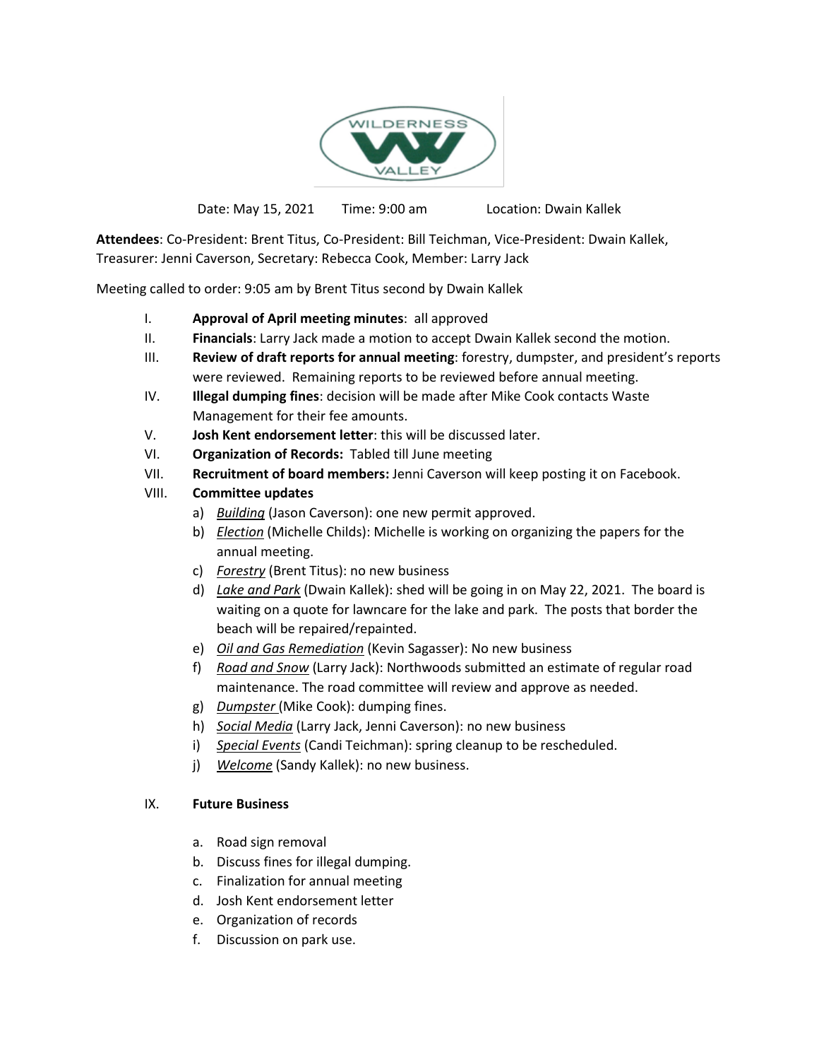Date: May 15, 2021 Time: 9:00 am Location: Dwain Kallek

**Attendees**: Co-President: Brent Titus, Co-President: Bill Teichman, Vice-President: Dwain Kallek, Treasurer: Jenni Caverson, Secretary: Rebecca Cook, Member: Larry Jack

Meeting called to order: 9:05 am by Brent Titus second by Dwain Kallek

I. **Approval of April meeting minutes**: all approved

II. **Financials**: Larry Jack made a motion to accept Dwain Kallek second the motion.

III. **Review of draft reports for annual meeting**: forestry, dumpster, and president's reports were reviewed. Remaining reports to be reviewed before annual meeting.

IV. **Illegal dumping fines**: decision will be made after Mike Cook contacts Waste Management for their fee amounts.

V. **Josh Kent endorsement letter**: this will be discussed later.

VI. **Organization of Records:** Tabled till June meeting

VII. **Recruitment of board members:** Jenni Caverson will keep posting it on Facebook.

VIII. **Committee updates**

a) *Building* (Jason Caverson): one new permit approved.

b) *Election* (Michelle Childs): Michelle is working on organizing the papers for the annual meeting.

c) *Forestry* (Brent Titus): no new business

d) *Lake and Park* (Dwain Kallek): shed will be going in on May 22, 2021. The board is waiting on a quote for lawncare for the lake and park. The posts that border the beach will be repaired/repainted.

e) *Oil and Gas Remediation* (Kevin Sagasser): No new business

f) *Road and Snow* (Larry Jack): Northwoods submitted an estimate of regular road maintenance. The road committee will review and approve as needed.

g) *Dumpster* (Mike Cook): dumping fines.

h) *Social Media* (Larry Jack, Jenni Caverson): no new business

i) *Special Events* (Candi Teichman): spring cleanup to be rescheduled.

j) *Welcome* (Sandy Kallek): no new business.

IX. **Future Business**

a. Road sign removal
b. Discuss fines for illegal dumping.
c. Finalization for annual meeting
d. Josh Kent endorsement letter
e. Organization of records
f. Discussion on park use.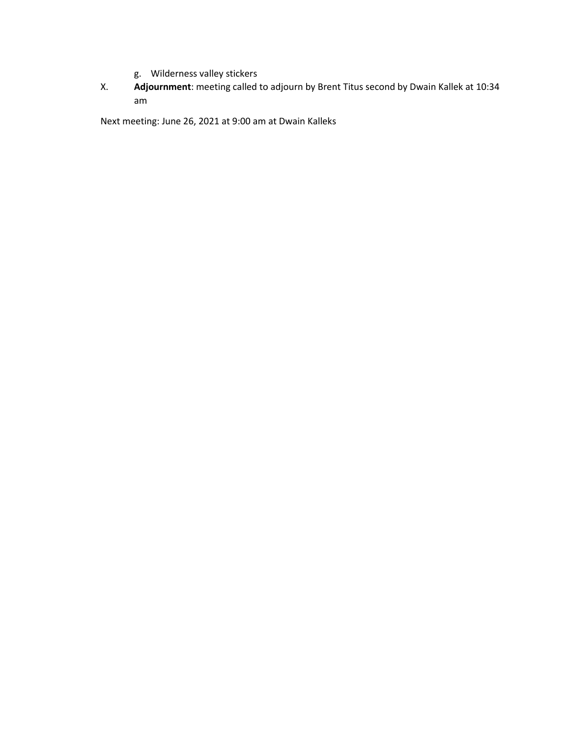g. Wilderness valley stickers

X. **Adjournment**: meeting called to adjourn by Brent Titus second by Dwain Kallek at 10:34 am

Next meeting: June 26, 2021 at 9:00 am at Dwain Kalleks